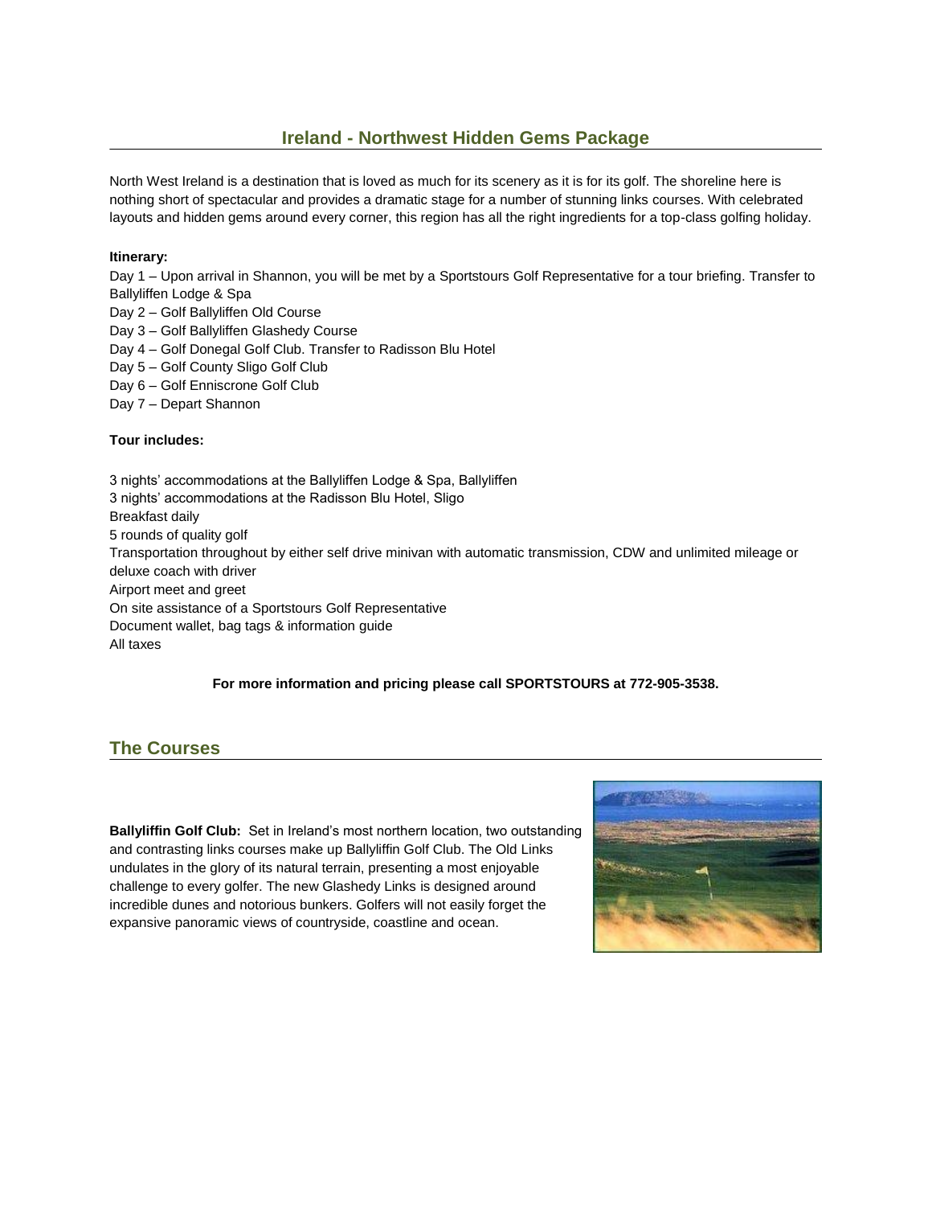## Ireland - Northwest Hidden Gems Package

North West Ireland is a destination that is loved as much for its scenery as it is for its golf. The shoreline here is nothing short of spectacular and provides a dramatic stage for a number of stunning links courses. With celebrated layouts and hidden gems around every corner, this region has all the right ingredients for a top-class golfing holiday.

**Itinerary:**

Day 1 – Upon arrival in Shannon, you will be met by a Sportstours Golf Representative for a tour briefing. Transfer to Ballyliffen Lodge & Spa
Day 2 – Golf Ballyliffen Old Course
Day 3 – Golf Ballyliffen Glashedy Course
Day 4 – Golf Donegal Golf Club. Transfer to Radisson Blu Hotel
Day 5 – Golf County Sligo Golf Club
Day 6 – Golf Enniscrone Golf Club
Day 7 – Depart Shannon

**Tour includes:**

3 nights' accommodations at the Ballyliffen Lodge & Spa, Ballyliffen
3 nights' accommodations at the Radisson Blu Hotel, Sligo
Breakfast daily
5 rounds of quality golf
Transportation throughout by either self drive minivan with automatic transmission, CDW and unlimited mileage or deluxe coach with driver
Airport meet and greet
On site assistance of a Sportstours Golf Representative
Document wallet, bag tags & information guide
All taxes

**For more information and pricing please call SPORTSTOURS at 772-905-3538.**

## The Courses

**Ballyliffin Golf Club:** Set in Ireland's most northern location, two outstanding and contrasting links courses make up Ballyliffin Golf Club. The Old Links undulates in the glory of its natural terrain, presenting a most enjoyable challenge to every golfer. The new Glashedy Links is designed around incredible dunes and notorious bunkers. Golfers will not easily forget the expansive panoramic views of countryside, coastline and ocean.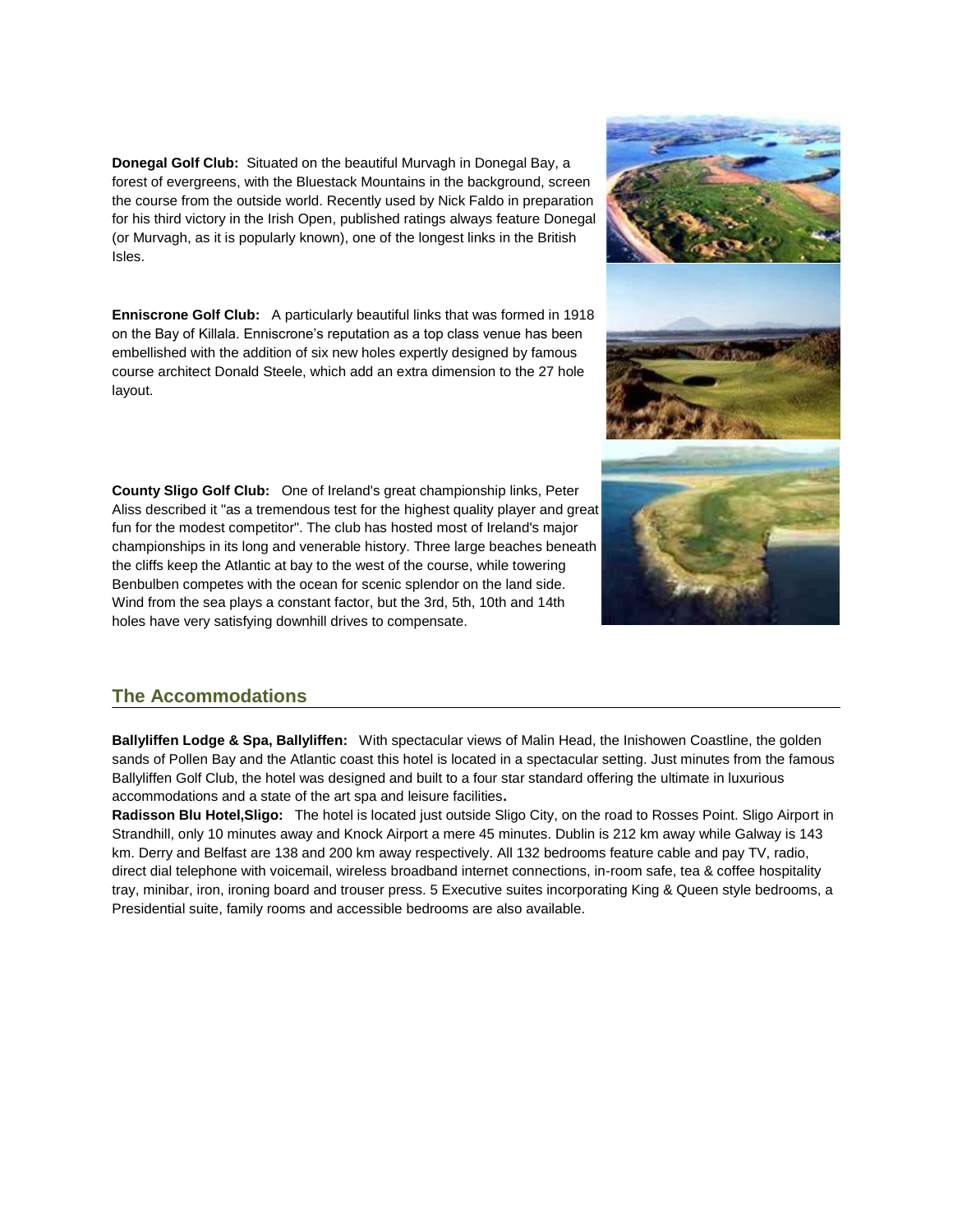**Donegal Golf Club:** Situated on the beautiful Murvagh in Donegal Bay, a forest of evergreens, with the Bluestack Mountains in the background, screen the course from the outside world. Recently used by Nick Faldo in preparation for his third victory in the Irish Open, published ratings always feature Donegal (or Murvagh, as it is popularly known), one of the longest links in the British Isles.

**Enniscrone Golf Club:** A particularly beautiful links that was formed in 1918 on the Bay of Killala. Enniscrone's reputation as a top class venue has been embellished with the addition of six new holes expertly designed by famous course architect Donald Steele, which add an extra dimension to the 27 hole layout.

**County Sligo Golf Club:** One of Ireland's great championship links, Peter Aliss described it "as a tremendous test for the highest quality player and great fun for the modest competitor". The club has hosted most of Ireland's major championships in its long and venerable history. Three large beaches beneath the cliffs keep the Atlantic at bay to the west of the course, while towering Benbulben competes with the ocean for scenic splendor on the land side. Wind from the sea plays a constant factor, but the 3rd, 5th, 10th and 14th holes have very satisfying downhill drives to compensate.

## The Accommodations

**Ballyliffen Lodge & Spa, Ballyliffen:** With spectacular views of Malin Head, the Inishowen Coastline, the golden sands of Pollen Bay and the Atlantic coast this hotel is located in a spectacular setting. Just minutes from the famous Ballyliffen Golf Club, the hotel was designed and built to a four star standard offering the ultimate in luxurious accommodations and a state of the art spa and leisure facilities**.**

**Radisson Blu Hotel,Sligo:** The hotel is located just outside Sligo City, on the road to Rosses Point. Sligo Airport in Strandhill, only 10 minutes away and Knock Airport a mere 45 minutes. Dublin is 212 km away while Galway is 143 km. Derry and Belfast are 138 and 200 km away respectively. All 132 bedrooms feature cable and pay TV, radio, direct dial telephone with voicemail, wireless broadband internet connections, in-room safe, tea & coffee hospitality tray, minibar, iron, ironing board and trouser press. 5 Executive suites incorporating King & Queen style bedrooms, a Presidential suite, family rooms and accessible bedrooms are also available.